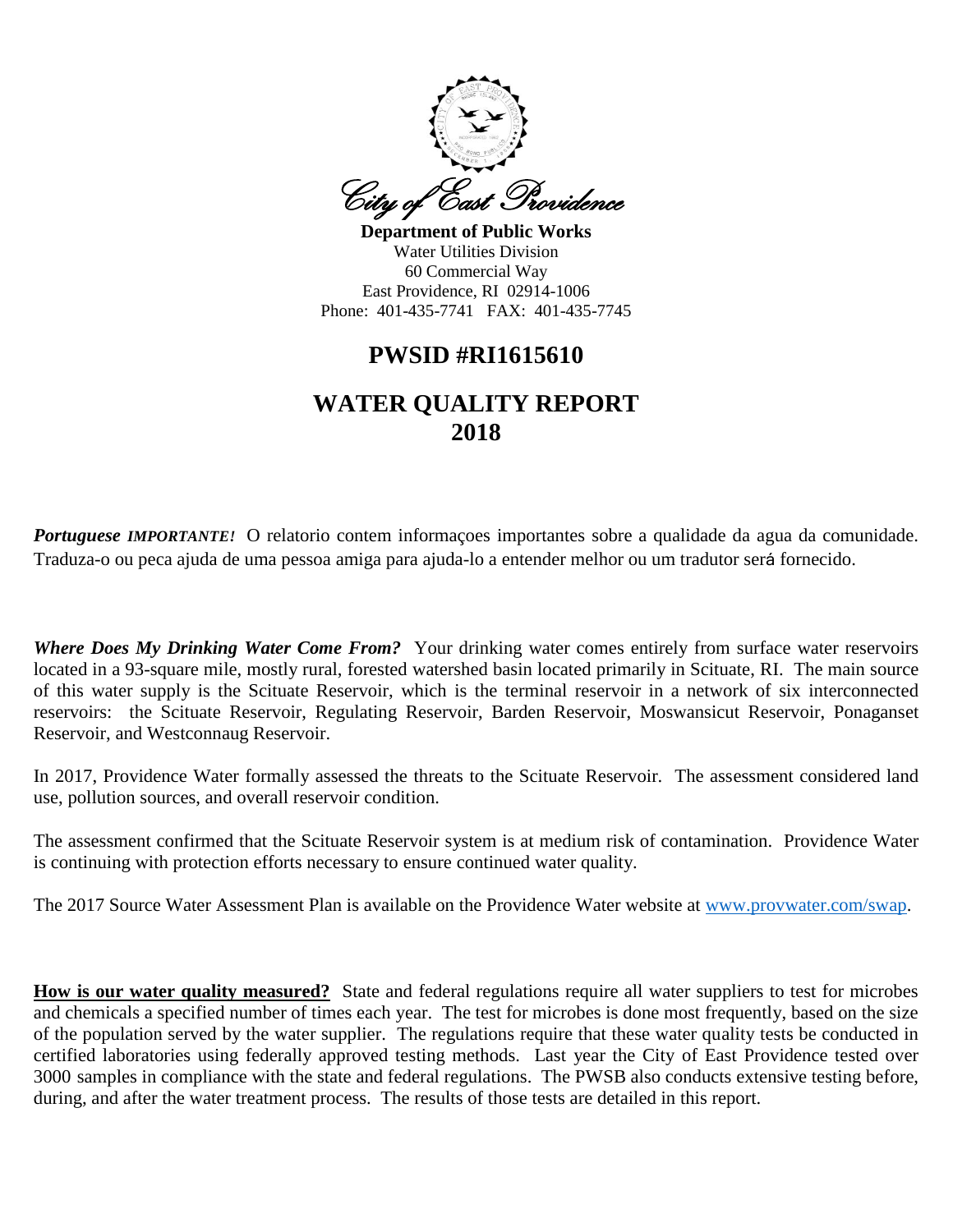City of East Providence

**Department of Public Works**
Water Utilities Division
60 Commercial Way
East Providence, RI 02914-1006
Phone: 401-435-7741 FAX: 401-435-7745

## PWSID #RI1615610

# WATER QUALITY REPORT 2018

***Portuguese IMPORTANTE!*** O relatorio contem informaçoes importantes sobre a qualidade da agua da comunidade. Traduza-o ou peca ajuda de uma pessoa amiga para ajuda-lo a entender melhor ou um tradutor será fornecido.

***Where Does My Drinking Water Come From?*** Your drinking water comes entirely from surface water reservoirs located in a 93-square mile, mostly rural, forested watershed basin located primarily in Scituate, RI. The main source of this water supply is the Scituate Reservoir, which is the terminal reservoir in a network of six interconnected reservoirs: the Scituate Reservoir, Regulating Reservoir, Barden Reservoir, Moswansicut Reservoir, Ponaganset Reservoir, and Westconnaug Reservoir.

In 2017, Providence Water formally assessed the threats to the Scituate Reservoir. The assessment considered land use, pollution sources, and overall reservoir condition.

The assessment confirmed that the Scituate Reservoir system is at medium risk of contamination. Providence Water is continuing with protection efforts necessary to ensure continued water quality.

The 2017 Source Water Assessment Plan is available on the Providence Water website at www.provwater.com/swap.

**How is our water quality measured?** State and federal regulations require all water suppliers to test for microbes and chemicals a specified number of times each year. The test for microbes is done most frequently, based on the size of the population served by the water supplier. The regulations require that these water quality tests be conducted in certified laboratories using federally approved testing methods. Last year the City of East Providence tested over 3000 samples in compliance with the state and federal regulations. The PWSB also conducts extensive testing before, during, and after the water treatment process. The results of those tests are detailed in this report.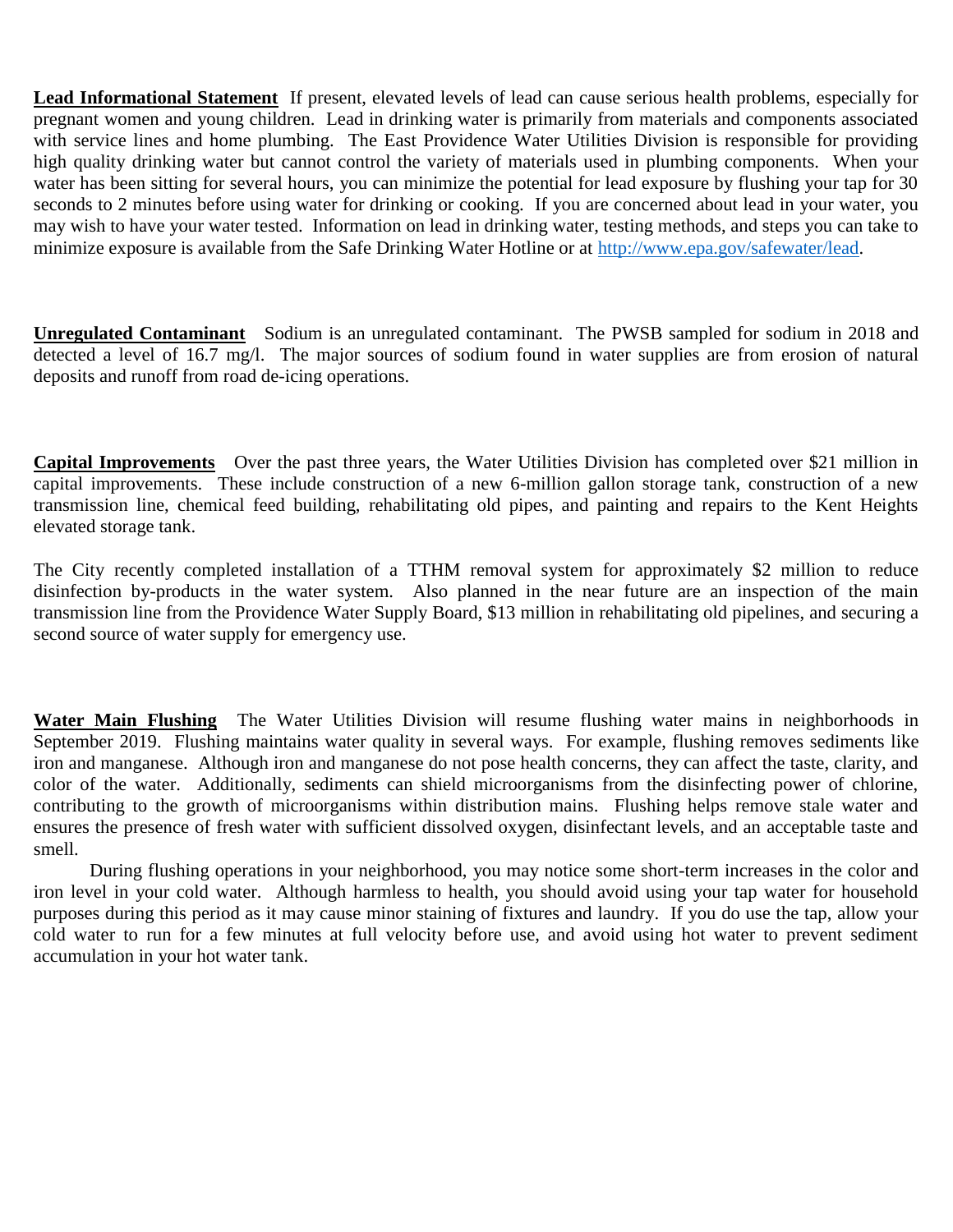**Lead Informational Statement** If present, elevated levels of lead can cause serious health problems, especially for pregnant women and young children. Lead in drinking water is primarily from materials and components associated with service lines and home plumbing. The East Providence Water Utilities Division is responsible for providing high quality drinking water but cannot control the variety of materials used in plumbing components. When your water has been sitting for several hours, you can minimize the potential for lead exposure by flushing your tap for 30 seconds to 2 minutes before using water for drinking or cooking. If you are concerned about lead in your water, you may wish to have your water tested. Information on lead in drinking water, testing methods, and steps you can take to minimize exposure is available from the Safe Drinking Water Hotline or at http://www.epa.gov/safewater/lead.

**Unregulated Contaminant** Sodium is an unregulated contaminant. The PWSB sampled for sodium in 2018 and detected a level of 16.7 mg/l. The major sources of sodium found in water supplies are from erosion of natural deposits and runoff from road de-icing operations.

**Capital Improvements** Over the past three years, the Water Utilities Division has completed over $21 million in capital improvements. These include construction of a new 6-million gallon storage tank, construction of a new transmission line, chemical feed building, rehabilitating old pipes, and painting and repairs to the Kent Heights elevated storage tank.

The City recently completed installation of a TTHM removal system for approximately $2 million to reduce disinfection by-products in the water system. Also planned in the near future are an inspection of the main transmission line from the Providence Water Supply Board, $13 million in rehabilitating old pipelines, and securing a second source of water supply for emergency use.

**Water Main Flushing** The Water Utilities Division will resume flushing water mains in neighborhoods in September 2019. Flushing maintains water quality in several ways. For example, flushing removes sediments like iron and manganese. Although iron and manganese do not pose health concerns, they can affect the taste, clarity, and color of the water. Additionally, sediments can shield microorganisms from the disinfecting power of chlorine, contributing to the growth of microorganisms within distribution mains. Flushing helps remove stale water and ensures the presence of fresh water with sufficient dissolved oxygen, disinfectant levels, and an acceptable taste and smell.

During flushing operations in your neighborhood, you may notice some short-term increases in the color and iron level in your cold water. Although harmless to health, you should avoid using your tap water for household purposes during this period as it may cause minor staining of fixtures and laundry. If you do use the tap, allow your cold water to run for a few minutes at full velocity before use, and avoid using hot water to prevent sediment accumulation in your hot water tank.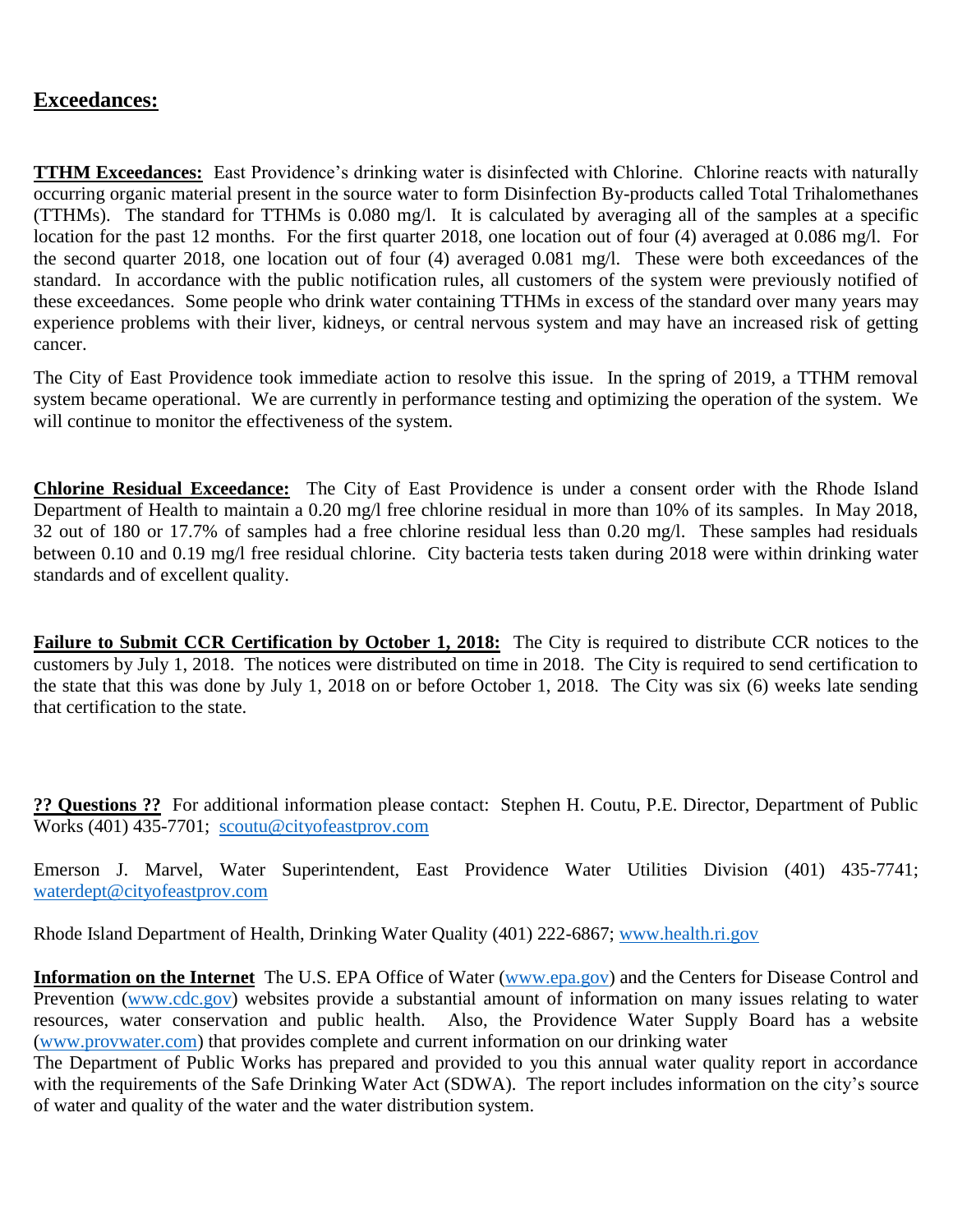## Exceedances:

**TTHM Exceedances:** East Providence's drinking water is disinfected with Chlorine. Chlorine reacts with naturally occurring organic material present in the source water to form Disinfection By-products called Total Trihalomethanes (TTHMs). The standard for TTHMs is 0.080 mg/l. It is calculated by averaging all of the samples at a specific location for the past 12 months. For the first quarter 2018, one location out of four (4) averaged at 0.086 mg/l. For the second quarter 2018, one location out of four (4) averaged 0.081 mg/l. These were both exceedances of the standard. In accordance with the public notification rules, all customers of the system were previously notified of these exceedances. Some people who drink water containing TTHMs in excess of the standard over many years may experience problems with their liver, kidneys, or central nervous system and may have an increased risk of getting cancer.

The City of East Providence took immediate action to resolve this issue. In the spring of 2019, a TTHM removal system became operational. We are currently in performance testing and optimizing the operation of the system. We will continue to monitor the effectiveness of the system.

**Chlorine Residual Exceedance:** The City of East Providence is under a consent order with the Rhode Island Department of Health to maintain a 0.20 mg/l free chlorine residual in more than 10% of its samples. In May 2018, 32 out of 180 or 17.7% of samples had a free chlorine residual less than 0.20 mg/l. These samples had residuals between 0.10 and 0.19 mg/l free residual chlorine. City bacteria tests taken during 2018 were within drinking water standards and of excellent quality.

**Failure to Submit CCR Certification by October 1, 2018:** The City is required to distribute CCR notices to the customers by July 1, 2018. The notices were distributed on time in 2018. The City is required to send certification to the state that this was done by July 1, 2018 on or before October 1, 2018. The City was six (6) weeks late sending that certification to the state.

**?? Questions ??** For additional information please contact: Stephen H. Coutu, P.E. Director, Department of Public Works (401) 435-7701; scoutu@cityofeastprov.com

Emerson J. Marvel, Water Superintendent, East Providence Water Utilities Division (401) 435-7741; waterdept@cityofeastprov.com

Rhode Island Department of Health, Drinking Water Quality (401) 222-6867; www.health.ri.gov

**Information on the Internet** The U.S. EPA Office of Water (www.epa.gov) and the Centers for Disease Control and Prevention (www.cdc.gov) websites provide a substantial amount of information on many issues relating to water resources, water conservation and public health. Also, the Providence Water Supply Board has a website (www.provwater.com) that provides complete and current information on our drinking water

The Department of Public Works has prepared and provided to you this annual water quality report in accordance with the requirements of the Safe Drinking Water Act (SDWA). The report includes information on the city's source of water and quality of the water and the water distribution system.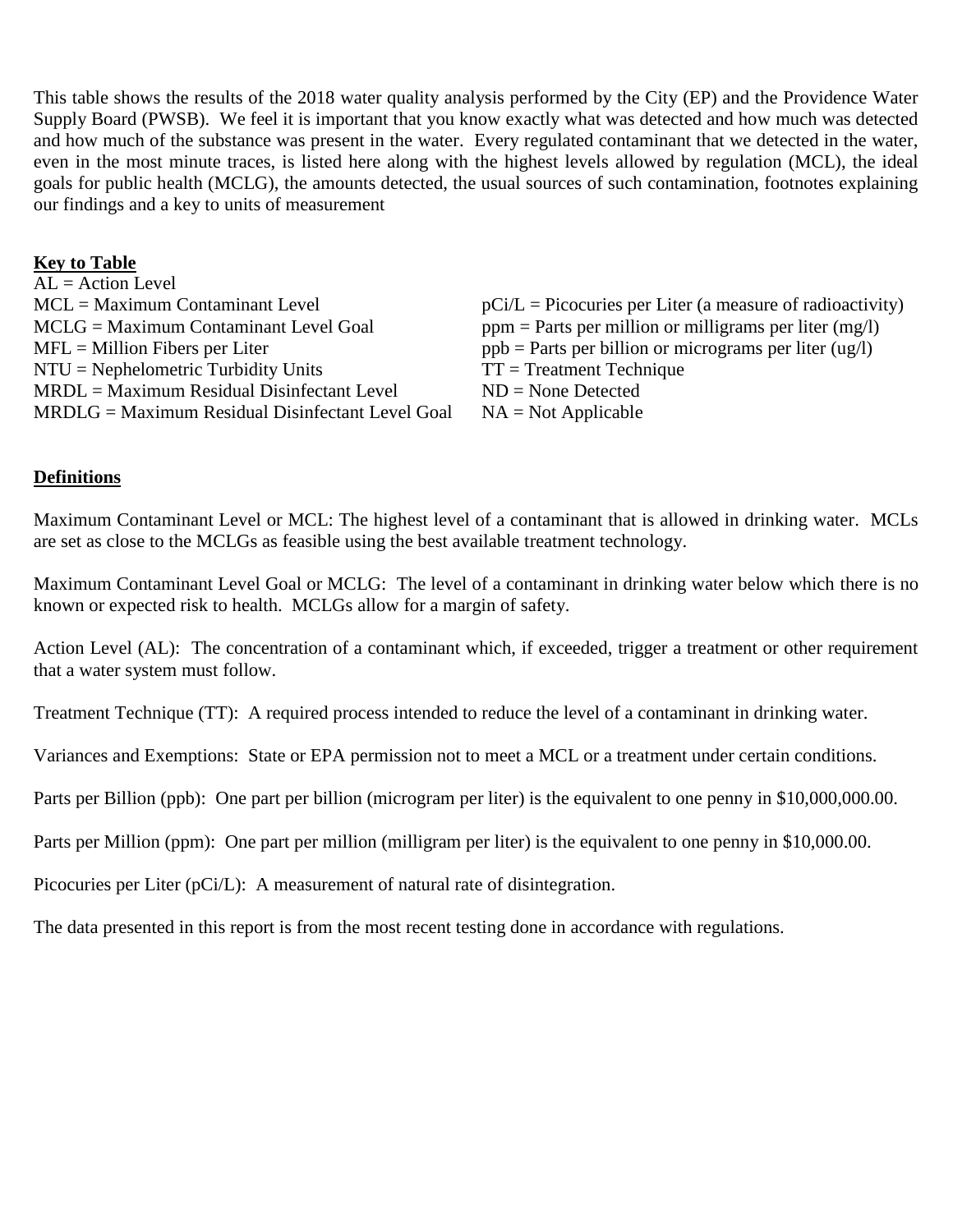This table shows the results of the 2018 water quality analysis performed by the City (EP) and the Providence Water Supply Board (PWSB). We feel it is important that you know exactly what was detected and how much was detected and how much of the substance was present in the water. Every regulated contaminant that we detected in the water, even in the most minute traces, is listed here along with the highest levels allowed by regulation (MCL), the ideal goals for public health (MCLG), the amounts detected, the usual sources of such contamination, footnotes explaining our findings and a key to units of measurement

**Key to Table**

AL = Action Level
MCL = Maximum Contaminant Level
MCLG = Maximum Contaminant Level Goal
MFL = Million Fibers per Liter
NTU = Nephelometric Turbidity Units
MRDL = Maximum Residual Disinfectant Level
MRDLG = Maximum Residual Disinfectant Level Goal

pCi/L = Picocuries per Liter (a measure of radioactivity)
ppm = Parts per million or milligrams per liter (mg/l)
ppb = Parts per billion or micrograms per liter (ug/l)
TT = Treatment Technique
ND = None Detected
NA = Not Applicable

**Definitions**

Maximum Contaminant Level or MCL: The highest level of a contaminant that is allowed in drinking water. MCLs are set as close to the MCLGs as feasible using the best available treatment technology.

Maximum Contaminant Level Goal or MCLG: The level of a contaminant in drinking water below which there is no known or expected risk to health. MCLGs allow for a margin of safety.

Action Level (AL): The concentration of a contaminant which, if exceeded, trigger a treatment or other requirement that a water system must follow.

Treatment Technique (TT): A required process intended to reduce the level of a contaminant in drinking water.

Variances and Exemptions: State or EPA permission not to meet a MCL or a treatment under certain conditions.

Parts per Billion (ppb): One part per billion (microgram per liter) is the equivalent to one penny in $10,000,000.00.

Parts per Million (ppm): One part per million (milligram per liter) is the equivalent to one penny in $10,000.00.

Picocuries per Liter (pCi/L): A measurement of natural rate of disintegration.

The data presented in this report is from the most recent testing done in accordance with regulations.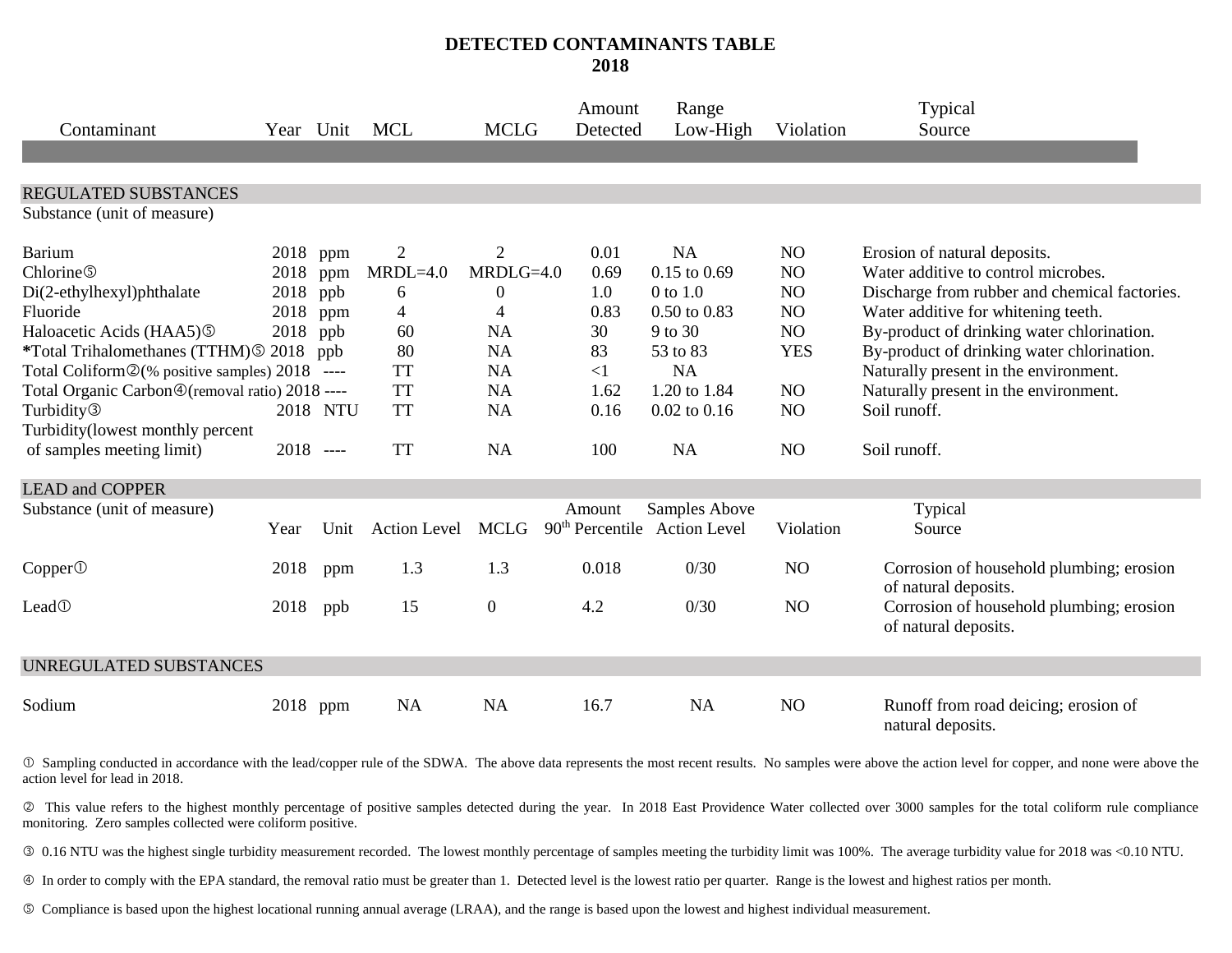# DETECTED CONTAMINANTS TABLE
## 2018

| Contaminant | Year | Unit | MCL | MCLG | Amount Detected | Range Low-High | Violation | Typical Source |
|---|---|---|---|---|---|---|---|---|
| **REGULATED SUBSTANCES** | | | | | | | | |
| Substance (unit of measure) | | | | | | | | |
| Barium | 2018 | ppm | 2 | 2 | 0.01 | NA | NO | Erosion of natural deposits. |
| Chlorine⑤ | 2018 | ppm | MRDL=4.0 | MRDLG=4.0 | 0.69 | 0.15 to 0.69 | NO | Water additive to control microbes. |
| Di(2-ethylhexyl)phthalate | 2018 | ppb | 6 | 0 | 1.0 | 0 to 1.0 | NO | Discharge from rubber and chemical factories. |
| Fluoride | 2018 | ppm | 4 | 4 | 0.83 | 0.50 to 0.83 | NO | Water additive for whitening teeth. |
| Haloacetic Acids (HAA5)⑤ | 2018 | ppb | 60 | NA | 30 | 9 to 30 | NO | By-product of drinking water chlorination. |
| ***Total Trihalomethanes (TTHM)⑤** | 2018 | ppb | 80 | NA | 83 | 53 to 83 | YES | By-product of drinking water chlorination. |
| Total Coliform②(% positive samples) | 2018 | ---- | TT | NA | <1 | NA | | Naturally present in the environment. |
| Total Organic Carbon④(removal ratio) | 2018 | ---- | TT | NA | 1.62 | 1.20 to 1.84 | NO | Naturally present in the environment. |
| Turbidity③ | 2018 | NTU | TT | NA | 0.16 | 0.02 to 0.16 | NO | Soil runoff. |
| Turbidity(lowest monthly percent of samples meeting limit) | 2018 | ---- | TT | NA | 100 | NA | NO | Soil runoff. |

**LEAD and COPPER**

| Substance (unit of measure) | Year | Unit | Action Level | MCLG | Amount 90th Percentile | Samples Above Action Level | Violation | Typical Source |
|---|---|---|---|---|---|---|---|---|
| Copper① | 2018 | ppm | 1.3 | 1.3 | 0.018 | 0/30 | NO | Corrosion of household plumbing; erosion of natural deposits. |
| Lead① | 2018 | ppb | 15 | 0 | 4.2 | 0/30 | NO | Corrosion of household plumbing; erosion of natural deposits. |

**UNREGULATED SUBSTANCES**

| Substance | Year | Unit | MCL | MCLG | Amount Detected | Range Low-High | Violation | Typical Source |
|---|---|---|---|---|---|---|---|---|
| Sodium | 2018 | ppm | NA | NA | 16.7 | NA | NO | Runoff from road deicing; erosion of natural deposits. |

① Sampling conducted in accordance with the lead/copper rule of the SDWA. The above data represents the most recent results. No samples were above the action level for copper, and none were above the action level for lead in 2018.

② This value refers to the highest monthly percentage of positive samples detected during the year. In 2018 East Providence Water collected over 3000 samples for the total coliform rule compliance monitoring. Zero samples collected were coliform positive.

③ 0.16 NTU was the highest single turbidity measurement recorded. The lowest monthly percentage of samples meeting the turbidity limit was 100%. The average turbidity value for 2018 was <0.10 NTU.

④ In order to comply with the EPA standard, the removal ratio must be greater than 1. Detected level is the lowest ratio per quarter. Range is the lowest and highest ratios per month.

⑤ Compliance is based upon the highest locational running annual average (LRAA), and the range is based upon the lowest and highest individual measurement.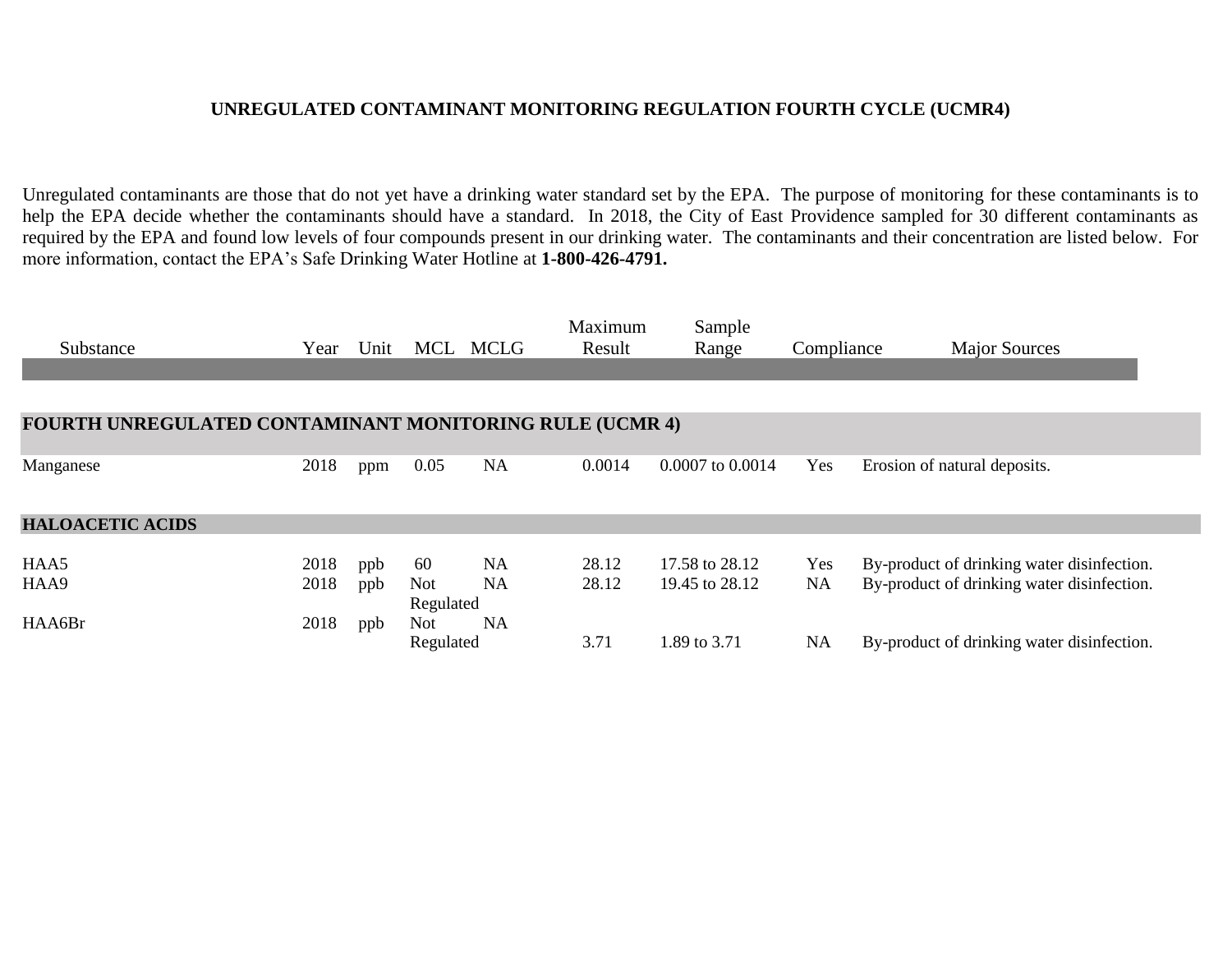## UNREGULATED CONTAMINANT MONITORING REGULATION FOURTH CYCLE (UCMR4)

Unregulated contaminants are those that do not yet have a drinking water standard set by the EPA. The purpose of monitoring for these contaminants is to help the EPA decide whether the contaminants should have a standard. In 2018, the City of East Providence sampled for 30 different contaminants as required by the EPA and found low levels of four compounds present in our drinking water. The contaminants and their concentration are listed below. For more information, contact the EPA's Safe Drinking Water Hotline at **1-800-426-4791.**

| Substance | Year | Unit | MCL | MCLG | Maximum Result | Sample Range | Compliance | Major Sources |
|---|---|---|---|---|---|---|---|---|
| **FOURTH UNREGULATED CONTAMINANT MONITORING RULE (UCMR 4)** | | | | | | | | |
| Manganese | 2018 | ppm | 0.05 | NA | 0.0014 | 0.0007 to 0.0014 | Yes | Erosion of natural deposits. |
| **HALOACETIC ACIDS** | | | | | | | | |
| HAA5 | 2018 | ppb | 60 | NA | 28.12 | 17.58 to 28.12 | Yes | By-product of drinking water disinfection. |
| HAA9 | 2018 | ppb | Not Regulated | NA | 28.12 | 19.45 to 28.12 | NA | By-product of drinking water disinfection. |
| HAA6Br | 2018 | ppb | Not Regulated | NA | 3.71 | 1.89 to 3.71 | NA | By-product of drinking water disinfection. |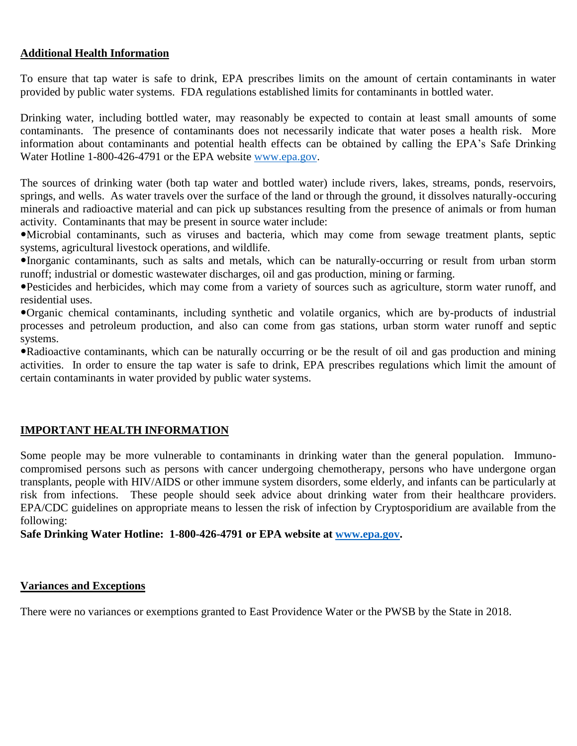**Additional Health Information**

To ensure that tap water is safe to drink, EPA prescribes limits on the amount of certain contaminants in water provided by public water systems. FDA regulations established limits for contaminants in bottled water.

Drinking water, including bottled water, may reasonably be expected to contain at least small amounts of some contaminants. The presence of contaminants does not necessarily indicate that water poses a health risk. More information about contaminants and potential health effects can be obtained by calling the EPA's Safe Drinking Water Hotline 1-800-426-4791 or the EPA website www.epa.gov.

The sources of drinking water (both tap water and bottled water) include rivers, lakes, streams, ponds, reservoirs, springs, and wells. As water travels over the surface of the land or through the ground, it dissolves naturally-occuring minerals and radioactive material and can pick up substances resulting from the presence of animals or from human activity. Contaminants that may be present in source water include:

- Microbial contaminants, such as viruses and bacteria, which may come from sewage treatment plants, septic systems, agricultural livestock operations, and wildlife.
- Inorganic contaminants, such as salts and metals, which can be naturally-occurring or result from urban storm runoff; industrial or domestic wastewater discharges, oil and gas production, mining or farming.
- Pesticides and herbicides, which may come from a variety of sources such as agriculture, storm water runoff, and residential uses.
- Organic chemical contaminants, including synthetic and volatile organics, which are by-products of industrial processes and petroleum production, and also can come from gas stations, urban storm water runoff and septic systems.
- Radioactive contaminants, which can be naturally occurring or be the result of oil and gas production and mining activities. In order to ensure the tap water is safe to drink, EPA prescribes regulations which limit the amount of certain contaminants in water provided by public water systems.

**IMPORTANT HEALTH INFORMATION**

Some people may be more vulnerable to contaminants in drinking water than the general population. Immuno-compromised persons such as persons with cancer undergoing chemotherapy, persons who have undergone organ transplants, people with HIV/AIDS or other immune system disorders, some elderly, and infants can be particularly at risk from infections. These people should seek advice about drinking water from their healthcare providers. EPA/CDC guidelines on appropriate means to lessen the risk of infection by Cryptosporidium are available from the following:

**Safe Drinking Water Hotline: 1-800-426-4791 or EPA website at www.epa.gov.**

**Variances and Exceptions**

There were no variances or exemptions granted to East Providence Water or the PWSB by the State in 2018.